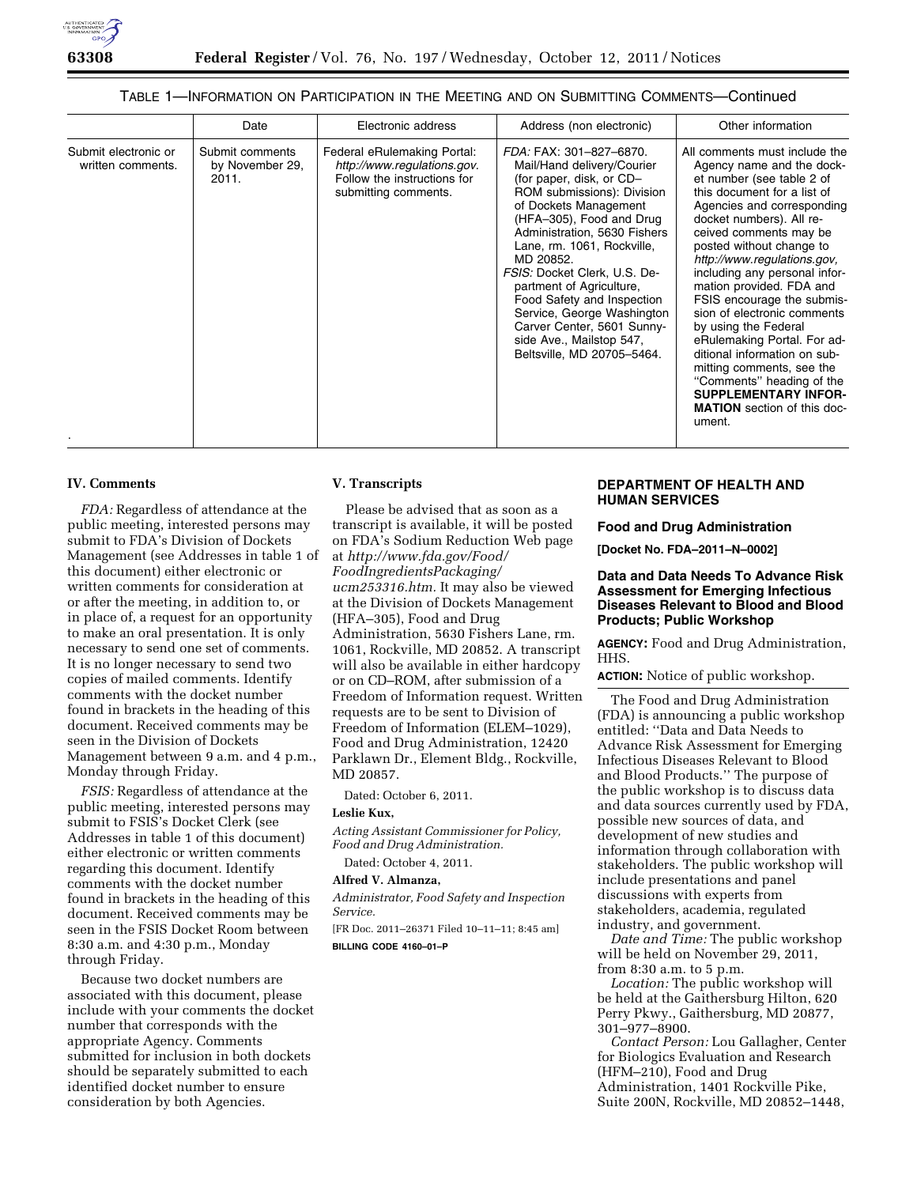TABLE 1—INFORMATION ON PARTICIPATION IN THE MEETING AND ON SUBMITTING COMMENTS—Continued

| | Date | Electronic address | Address (non electronic) | Other information |
| --- | --- | --- | --- | --- |
| Submit electronic or written comments. | Submit comments by November 29, 2011. | Federal eRulemaking Portal: *http://www.regulations.gov.* Follow the instructions for submitting comments. | *FDA:* FAX: 301–827–6870. Mail/Hand delivery/Courier (for paper, disk, or CD–ROM submissions): Division of Dockets Management (HFA–305), Food and Drug Administration, 5630 Fishers Lane, rm. 1061, Rockville, MD 20852. *FSIS:* Docket Clerk, U.S. Department of Agriculture, Food Safety and Inspection Service, George Washington Carver Center, 5601 Sunnyside Ave., Mailstop 547, Beltsville, MD 20705–5464. | All comments must include the Agency name and the docket number (see table 2 of this document for a list of Agencies and corresponding docket numbers). All received comments may be posted without change to *http://www.regulations.gov,* including any personal information provided. FDA and FSIS encourage the submission of electronic comments by using the Federal eRulemaking Portal. For additional information on submitting comments, see the "Comments" heading of the **SUPPLEMENTARY INFORMATION** section of this document. |

## IV. Comments

*FDA:* Regardless of attendance at the public meeting, interested persons may submit to FDA's Division of Dockets Management (see Addresses in table 1 of this document) either electronic or written comments for consideration at or after the meeting, in addition to, or in place of, a request for an opportunity to make an oral presentation. It is only necessary to send one set of comments. It is no longer necessary to send two copies of mailed comments. Identify comments with the docket number found in brackets in the heading of this document. Received comments may be seen in the Division of Dockets Management between 9 a.m. and 4 p.m., Monday through Friday.

*FSIS:* Regardless of attendance at the public meeting, interested persons may submit to FSIS's Docket Clerk (see Addresses in table 1 of this document) either electronic or written comments regarding this document. Identify comments with the docket number found in brackets in the heading of this document. Received comments may be seen in the FSIS Docket Room between 8:30 a.m. and 4:30 p.m., Monday through Friday.

Because two docket numbers are associated with this document, please include with your comments the docket number that corresponds with the appropriate Agency. Comments submitted for inclusion in both dockets should be separately submitted to each identified docket number to ensure consideration by both Agencies.

## V. Transcripts

Please be advised that as soon as a transcript is available, it will be posted on FDA's Sodium Reduction Web page at *http://www.fda.gov/Food/FoodIngredientsPackaging/ucm253316.htm.* It may also be viewed at the Division of Dockets Management (HFA–305), Food and Drug Administration, 5630 Fishers Lane, rm. 1061, Rockville, MD 20852. A transcript will also be available in either hardcopy or on CD–ROM, after submission of a Freedom of Information request. Written requests are to be sent to Division of Freedom of Information (ELEM–1029), Food and Drug Administration, 12420 Parklawn Dr., Element Bldg., Rockville, MD 20857.

Dated: October 6, 2011.

**Leslie Kux,**

*Acting Assistant Commissioner for Policy, Food and Drug Administration.*

Dated: October 4, 2011.

**Alfred V. Almanza,**

*Administrator, Food Safety and Inspection Service.*

[FR Doc. 2011–26371 Filed 10–11–11; 8:45 am]

**BILLING CODE 4160–01–P**

## DEPARTMENT OF HEALTH AND HUMAN SERVICES

### Food and Drug Administration

**[Docket No. FDA–2011–N–0002]**

### Data and Data Needs To Advance Risk Assessment for Emerging Infectious Diseases Relevant to Blood and Blood Products; Public Workshop

**AGENCY:** Food and Drug Administration, HHS.

**ACTION:** Notice of public workshop.

The Food and Drug Administration (FDA) is announcing a public workshop entitled: "Data and Data Needs to Advance Risk Assessment for Emerging Infectious Diseases Relevant to Blood and Blood Products." The purpose of the public workshop is to discuss data and data sources currently used by FDA, possible new sources of data, and development of new studies and information through collaboration with stakeholders. The public workshop will include presentations and panel discussions with experts from stakeholders, academia, regulated industry, and government.

*Date and Time:* The public workshop will be held on November 29, 2011, from 8:30 a.m. to 5 p.m.

*Location:* The public workshop will be held at the Gaithersburg Hilton, 620 Perry Pkwy., Gaithersburg, MD 20877, 301–977–8900.

*Contact Person:* Lou Gallagher, Center for Biologics Evaluation and Research (HFM–210), Food and Drug Administration, 1401 Rockville Pike, Suite 200N, Rockville, MD 20852–1448,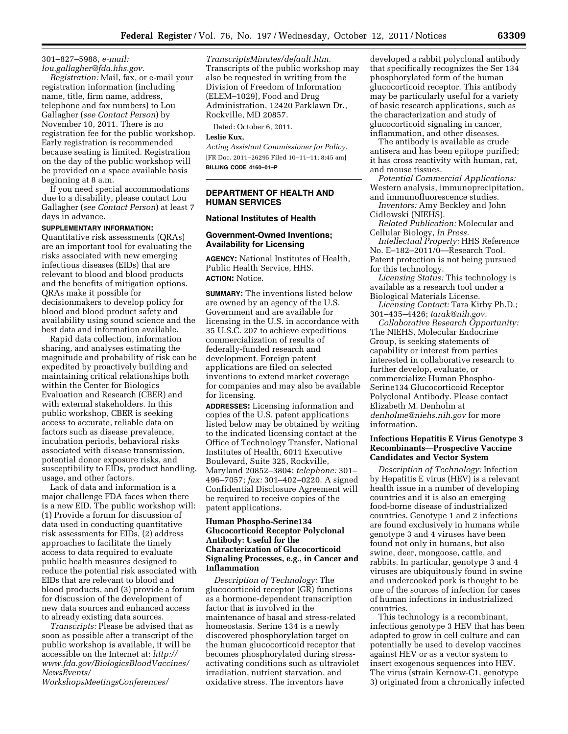301–827–5988, *e-mail: lou.gallagher@fda.hhs.gov.*

*Registration:* Mail, fax, or e-mail your registration information (including name, title, firm name, address, telephone and fax numbers) to Lou Gallagher (*see Contact Person*) by November 10, 2011. There is no registration fee for the public workshop. Early registration is recommended because seating is limited. Registration on the day of the public workshop will be provided on a space available basis beginning at 8 a.m.

If you need special accommodations due to a disability, please contact Lou Gallagher (*see Contact Person*) at least 7 days in advance.

**SUPPLEMENTARY INFORMATION:**

Quantitative risk assessments (QRAs) are an important tool for evaluating the risks associated with new emerging infectious diseases (EIDs) that are relevant to blood and blood products and the benefits of mitigation options. QRAs make it possible for decisionmakers to develop policy for blood and blood product safety and availability using sound science and the best data and information available.

Rapid data collection, information sharing, and analyses estimating the magnitude and probability of risk can be expedited by proactively building and maintaining critical relationships both within the Center for Biologics Evaluation and Research (CBER) and with external stakeholders. In this public workshop, CBER is seeking access to accurate, reliable data on factors such as disease prevalence, incubation periods, behavioral risks associated with disease transmission, potential donor exposure risks, and susceptibility to EIDs, product handling, usage, and other factors.

Lack of data and information is a major challenge FDA faces when there is a new EID. The public workshop will: (1) Provide a forum for discussion of data used in conducting quantitative risk assessments for EIDs, (2) address approaches to facilitate the timely access to data required to evaluate public health measures designed to reduce the potential risk associated with EIDs that are relevant to blood and blood products, and (3) provide a forum for discussion of the development of new data sources and enhanced access to already existing data sources.

*Transcripts:* Please be advised that as soon as possible after a transcript of the public workshop is available, it will be accessible on the Internet at: *http://www.fda.gov/BiologicsBloodVaccines/NewsEvents/WorkshopsMeetingsConferences/TranscriptsMinutes/default.htm.* Transcripts of the public workshop may also be requested in writing from the Division of Freedom of Information (ELEM–1029), Food and Drug Administration, 12420 Parklawn Dr., Rockville, MD 20857.

Dated: October 6, 2011.

**Leslie Kux,**

*Acting Assistant Commissioner for Policy.*

[FR Doc. 2011–26295 Filed 10–11–11; 8:45 am]

**BILLING CODE 4160–01–P**

## DEPARTMENT OF HEALTH AND HUMAN SERVICES

### National Institutes of Health

### Government-Owned Inventions; Availability for Licensing

**AGENCY:** National Institutes of Health, Public Health Service, HHS.

**ACTION:** Notice.

**SUMMARY:** The inventions listed below are owned by an agency of the U.S. Government and are available for licensing in the U.S. in accordance with 35 U.S.C. 207 to achieve expeditious commercialization of results of federally-funded research and development. Foreign patent applications are filed on selected inventions to extend market coverage for companies and may also be available for licensing.

**ADDRESSES:** Licensing information and copies of the U.S. patent applications listed below may be obtained by writing to the indicated licensing contact at the Office of Technology Transfer, National Institutes of Health, 6011 Executive Boulevard, Suite 325, Rockville, Maryland 20852–3804; *telephone:* 301–496–7057; *fax:* 301–402–0220. A signed Confidential Disclosure Agreement will be required to receive copies of the patent applications.

#### Human Phospho-Serine134 Glucocorticoid Receptor Polyclonal Antibody: Useful for the Characterization of Glucocorticoid Signaling Processes, e.g., in Cancer and Inflammation

*Description of Technology:* The glucocorticoid receptor (GR) functions as a hormone-dependent transcription factor that is involved in the maintenance of basal and stress-related homeostasis. Serine 134 is a newly discovered phosphorylation target on the human glucocorticoid receptor that becomes phosphorylated during stress-activating conditions such as ultraviolet irradiation, nutrient starvation, and oxidative stress. The inventors have developed a rabbit polyclonal antibody that specifically recognizes the Ser 134 phosphorylated form of the human glucocorticoid receptor. This antibody may be particularly useful for a variety of basic research applications, such as the characterization and study of glucocorticoid signaling in cancer, inflammation, and other diseases.

The antibody is available as crude antisera and has been epitope purified; it has cross reactivity with human, rat, and mouse tissues.

*Potential Commercial Applications:* Western analysis, immunoprecipitation, and immunofluorescence studies.

*Inventors:* Amy Beckley and John Cidlowski (NIEHS).

*Related Publication:* Molecular and Cellular Biology, *In Press.*

*Intellectual Property:* HHS Reference No. E–182–2011/0—Research Tool. Patent protection is not being pursued for this technology.

*Licensing Status:* This technology is available as a research tool under a Biological Materials License.

*Licensing Contact:* Tara Kirby Ph.D.; 301–435–4426; *tarak@nih.gov.*

*Collaborative Research Opportunity:* The NIEHS, Molecular Endocrine Group, is seeking statements of capability or interest from parties interested in collaborative research to further develop, evaluate, or commercialize Human Phospho-Serine134 Glucocorticoid Receptor Polyclonal Antibody. Please contact Elizabeth M. Denholm at *denholme@niehs.nih.gov* for more information.

#### Infectious Hepatitis E Virus Genotype 3 Recombinants—Prospective Vaccine Candidates and Vector System

*Description of Technology:* Infection by Hepatitis E virus (HEV) is a relevant health issue in a number of developing countries and it is also an emerging food-borne disease of industrialized countries. Genotype 1 and 2 infections are found exclusively in humans while genotype 3 and 4 viruses have been found not only in humans, but also swine, deer, mongoose, cattle, and rabbits. In particular, genotype 3 and 4 viruses are ubiquitously found in swine and undercooked pork is thought to be one of the sources of infection for cases of human infections in industrialized countries.

This technology is a recombinant, infectious genotype 3 HEV that has been adapted to grow in cell culture and can potentially be used to develop vaccines against HEV or as a vector system to insert exogenous sequences into HEV. The virus (strain Kernow-C1, genotype 3) originated from a chronically infected